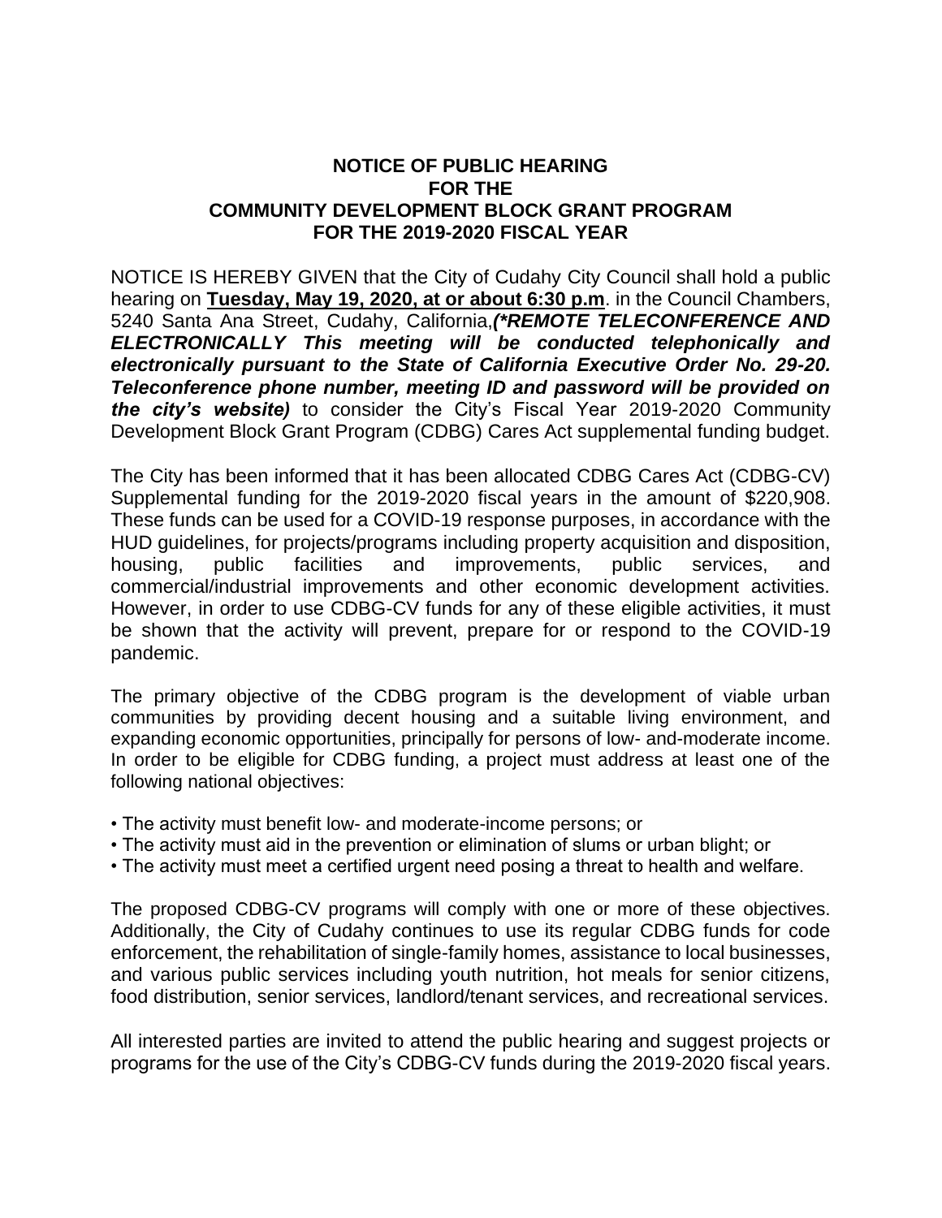# NOTICE OF PUBLIC HEARING FOR THE COMMUNITY DEVELOPMENT BLOCK GRANT PROGRAM FOR THE 2019-2020 FISCAL YEAR

NOTICE IS HEREBY GIVEN that the City of Cudahy City Council shall hold a public hearing on **Tuesday, May 19, 2020, at or about 6:30 p.m**. in the Council Chambers, 5240 Santa Ana Street, Cudahy, California,***(*REMOTE TELECONFERENCE AND ELECTRONICALLY This meeting will be conducted telephonically and electronically pursuant to the State of California Executive Order No. 29-20. Teleconference phone number, meeting ID and password will be provided on the city's website)*** to consider the City's Fiscal Year 2019-2020 Community Development Block Grant Program (CDBG) Cares Act supplemental funding budget.

The City has been informed that it has been allocated CDBG Cares Act (CDBG-CV) Supplemental funding for the 2019-2020 fiscal years in the amount of $220,908. These funds can be used for a COVID-19 response purposes, in accordance with the HUD guidelines, for projects/programs including property acquisition and disposition, housing, public facilities and improvements, public services, and commercial/industrial improvements and other economic development activities. However, in order to use CDBG-CV funds for any of these eligible activities, it must be shown that the activity will prevent, prepare for or respond to the COVID-19 pandemic.

The primary objective of the CDBG program is the development of viable urban communities by providing decent housing and a suitable living environment, and expanding economic opportunities, principally for persons of low- and-moderate income. In order to be eligible for CDBG funding, a project must address at least one of the following national objectives:

- The activity must benefit low- and moderate-income persons; or
- The activity must aid in the prevention or elimination of slums or urban blight; or
- The activity must meet a certified urgent need posing a threat to health and welfare.

The proposed CDBG-CV programs will comply with one or more of these objectives. Additionally, the City of Cudahy continues to use its regular CDBG funds for code enforcement, the rehabilitation of single-family homes, assistance to local businesses, and various public services including youth nutrition, hot meals for senior citizens, food distribution, senior services, landlord/tenant services, and recreational services.

All interested parties are invited to attend the public hearing and suggest projects or programs for the use of the City's CDBG-CV funds during the 2019-2020 fiscal years.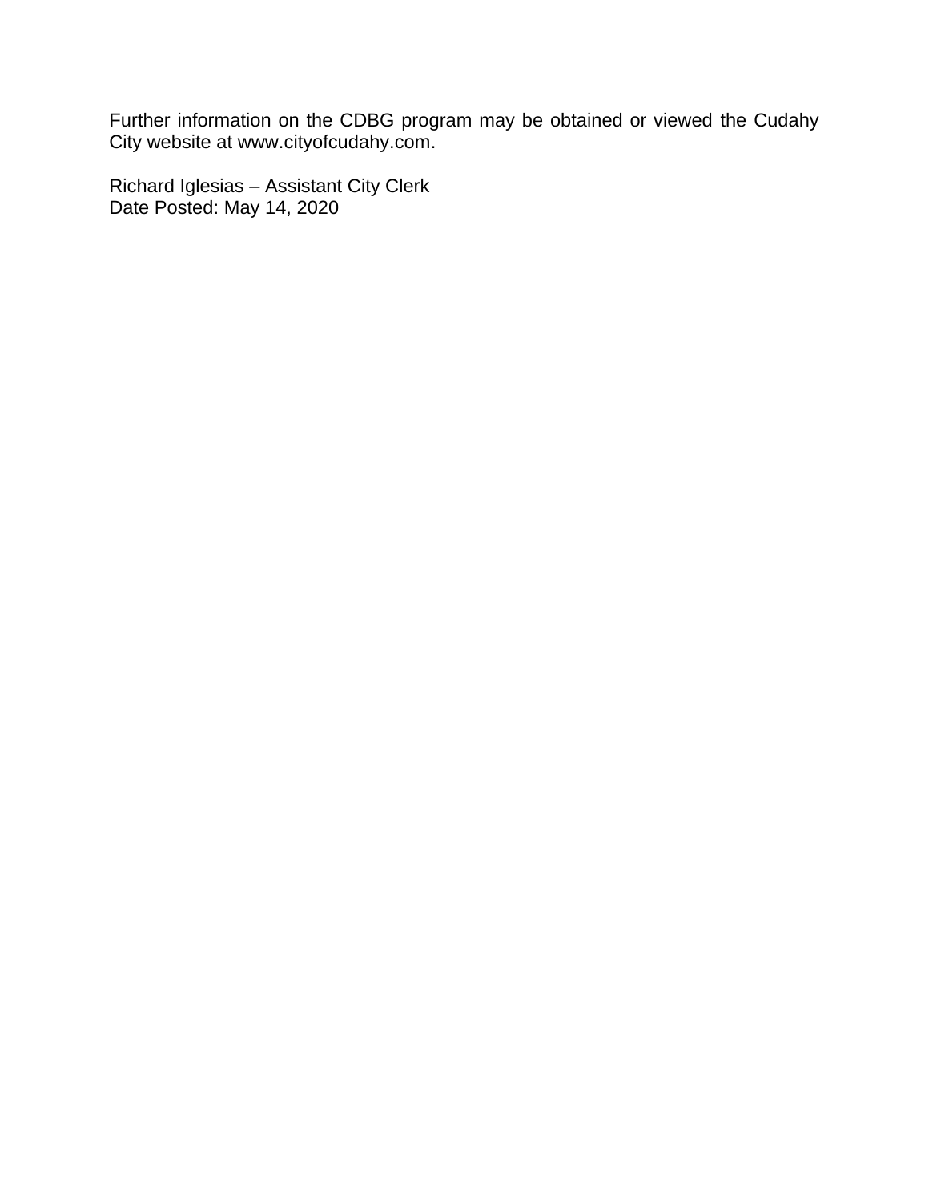Further information on the CDBG program may be obtained or viewed the Cudahy City website at www.cityofcudahy.com.

Richard Iglesias – Assistant City Clerk
Date Posted: May 14, 2020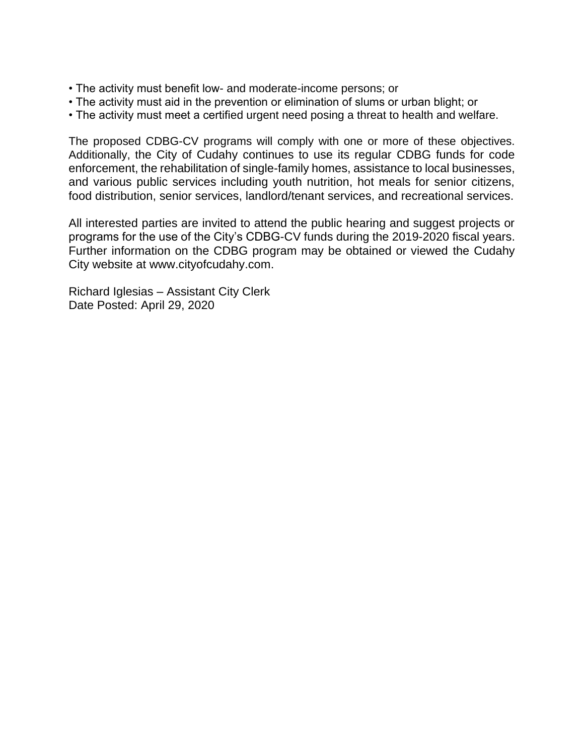- The activity must benefit low- and moderate-income persons; or
- The activity must aid in the prevention or elimination of slums or urban blight; or
- The activity must meet a certified urgent need posing a threat to health and welfare.

The proposed CDBG-CV programs will comply with one or more of these objectives. Additionally, the City of Cudahy continues to use its regular CDBG funds for code enforcement, the rehabilitation of single-family homes, assistance to local businesses, and various public services including youth nutrition, hot meals for senior citizens, food distribution, senior services, landlord/tenant services, and recreational services.

All interested parties are invited to attend the public hearing and suggest projects or programs for the use of the City's CDBG-CV funds during the 2019-2020 fiscal years. Further information on the CDBG program may be obtained or viewed the Cudahy City website at www.cityofcudahy.com.

Richard Iglesias – Assistant City Clerk
Date Posted: April 29, 2020